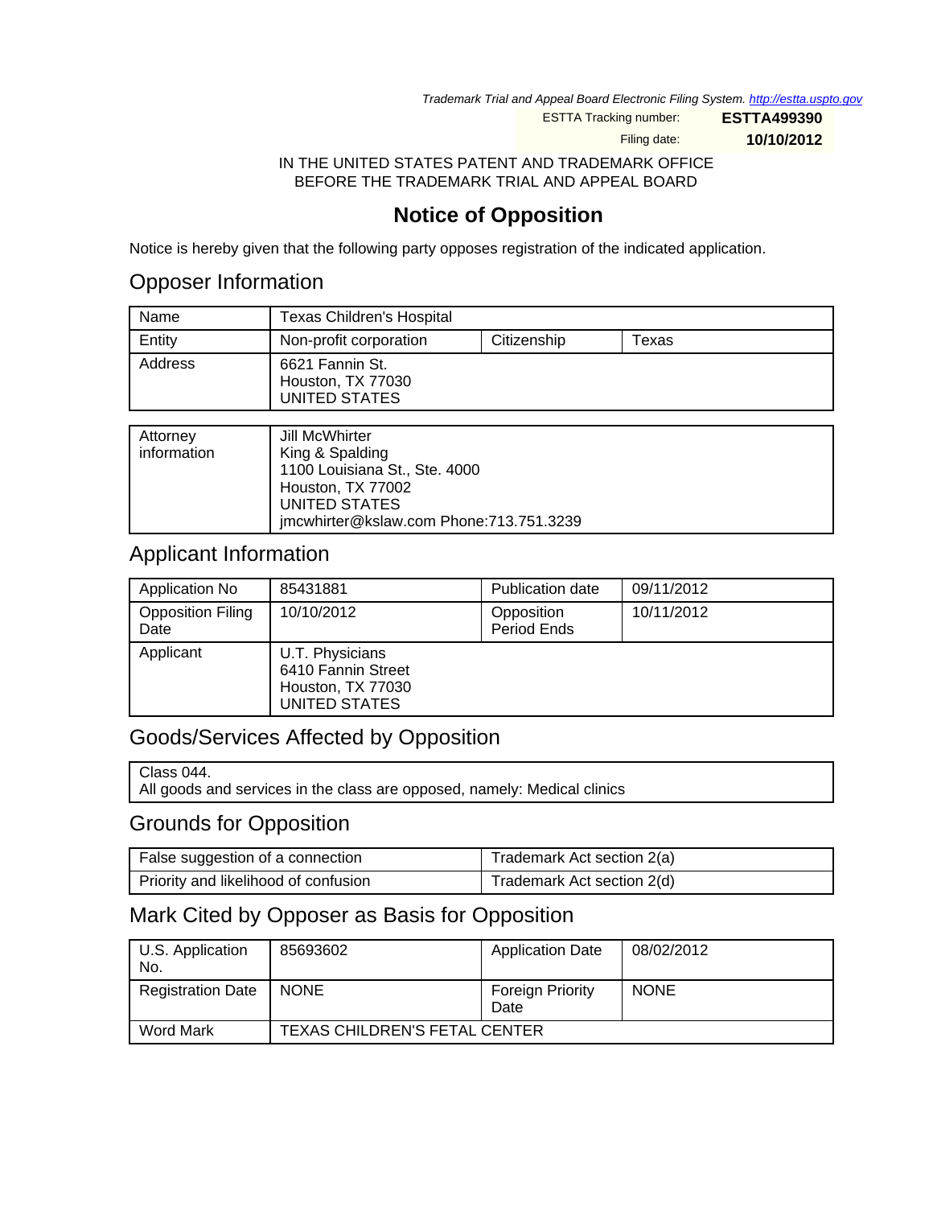Trademark Trial and Appeal Board Electronic Filing System. http://estta.uspto.gov

ESTTA Tracking number: **ESTTA499390**

Filing date: **10/10/2012**

IN THE UNITED STATES PATENT AND TRADEMARK OFFICE
BEFORE THE TRADEMARK TRIAL AND APPEAL BOARD

# Notice of Opposition

Notice is hereby given that the following party opposes registration of the indicated application.

## Opposer Information

| Name | Texas Children's Hospital | | |
|---|---|---|---|
| Entity | Non-profit corporation | Citizenship | Texas |
| Address | 6621 Fannin St.<br>Houston, TX 77030<br>UNITED STATES | | |

| Attorney information | Jill McWhirter<br>King & Spalding<br>1100 Louisiana St., Ste. 4000<br>Houston, TX 77002<br>UNITED STATES<br>jmcwhirter@kslaw.com Phone:713.751.3239 |
|---|---|

## Applicant Information

| Application No | 85431881 | Publication date | 09/11/2012 |
|---|---|---|---|
| Opposition Filing Date | 10/10/2012 | Opposition Period Ends | 10/11/2012 |
| Applicant | U.T. Physicians<br>6410 Fannin Street<br>Houston, TX 77030<br>UNITED STATES | | |

## Goods/Services Affected by Opposition

Class 044.
All goods and services in the class are opposed, namely: Medical clinics

## Grounds for Opposition

| False suggestion of a connection | Trademark Act section 2(a) |
|---|---|
| Priority and likelihood of confusion | Trademark Act section 2(d) |

## Mark Cited by Opposer as Basis for Opposition

| U.S. Application No. | 85693602 | Application Date | 08/02/2012 |
|---|---|---|---|
| Registration Date | NONE | Foreign Priority Date | NONE |
| Word Mark | TEXAS CHILDREN'S FETAL CENTER | | |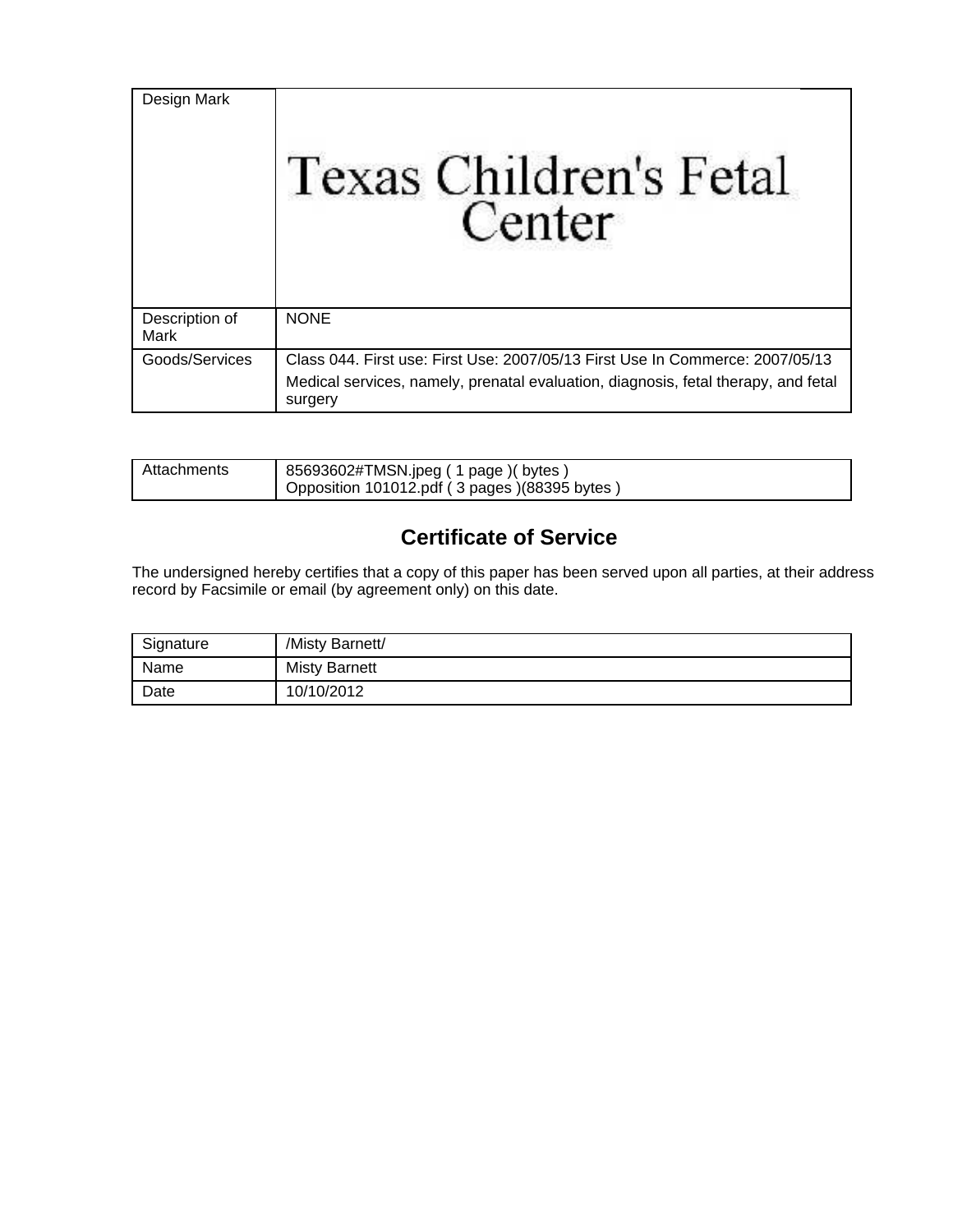| Design Mark | Texas Children's Fetal Center |
|---|---|
| Description of Mark | NONE |
| Goods/Services | Class 044. First use: First Use: 2007/05/13 First Use In Commerce: 2007/05/13<br>Medical services, namely, prenatal evaluation, diagnosis, fetal therapy, and fetal surgery |

| Attachments | 85693602#TMSN.jpeg ( 1 page )( bytes )<br>Opposition 101012.pdf ( 3 pages )(88395 bytes ) |
|---|---|

## Certificate of Service

The undersigned hereby certifies that a copy of this paper has been served upon all parties, at their address record by Facsimile or email (by agreement only) on this date.

| Signature | /Misty Barnett/ |
|---|---|
| Name | Misty Barnett |
| Date | 10/10/2012 |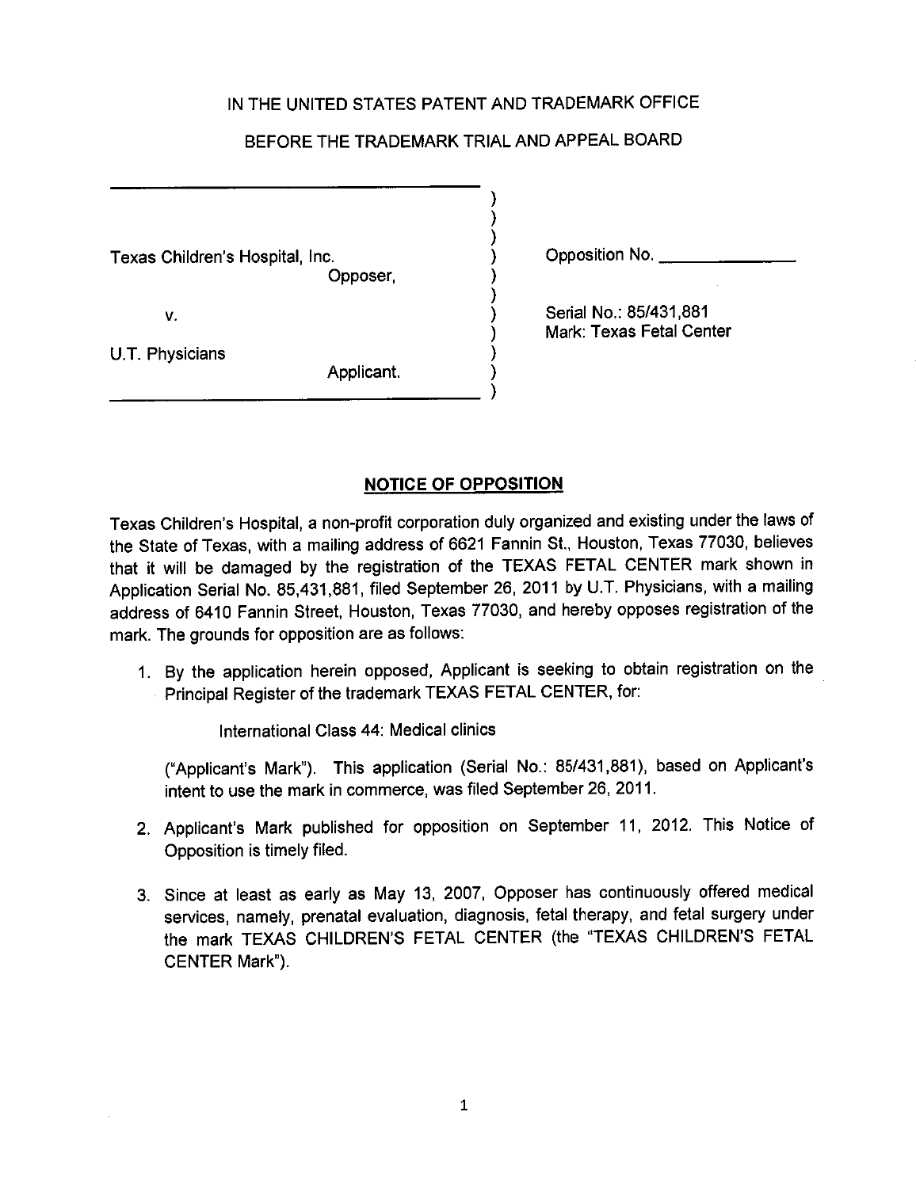IN THE UNITED STATES PATENT AND TRADEMARK OFFICE

BEFORE THE TRADEMARK TRIAL AND APPEAL BOARD

| | |
|---|---|
| Texas Children's Hospital, Inc.<br>Opposer,<br><br>v.<br><br>U.T. Physicians<br>Applicant. | Opposition No. \_\_\_\_\_\_\_\_\_\_<br><br>Serial No.: 85/431,881<br>Mark: Texas Fetal Center |

## NOTICE OF OPPOSITION

Texas Children's Hospital, a non-profit corporation duly organized and existing under the laws of the State of Texas, with a mailing address of 6621 Fannin St., Houston, Texas 77030, believes that it will be damaged by the registration of the TEXAS FETAL CENTER mark shown in Application Serial No. 85,431,881, filed September 26, 2011 by U.T. Physicians, with a mailing address of 6410 Fannin Street, Houston, Texas 77030, and hereby opposes registration of the mark. The grounds for opposition are as follows:

1. By the application herein opposed, Applicant is seeking to obtain registration on the Principal Register of the trademark TEXAS FETAL CENTER, for:

   International Class 44: Medical clinics

   ("Applicant's Mark"). This application (Serial No.: 85/431,881), based on Applicant's intent to use the mark in commerce, was filed September 26, 2011.

2. Applicant's Mark published for opposition on September 11, 2012. This Notice of Opposition is timely filed.

3. Since at least as early as May 13, 2007, Opposer has continuously offered medical services, namely, prenatal evaluation, diagnosis, fetal therapy, and fetal surgery under the mark TEXAS CHILDREN'S FETAL CENTER (the "TEXAS CHILDREN'S FETAL CENTER Mark").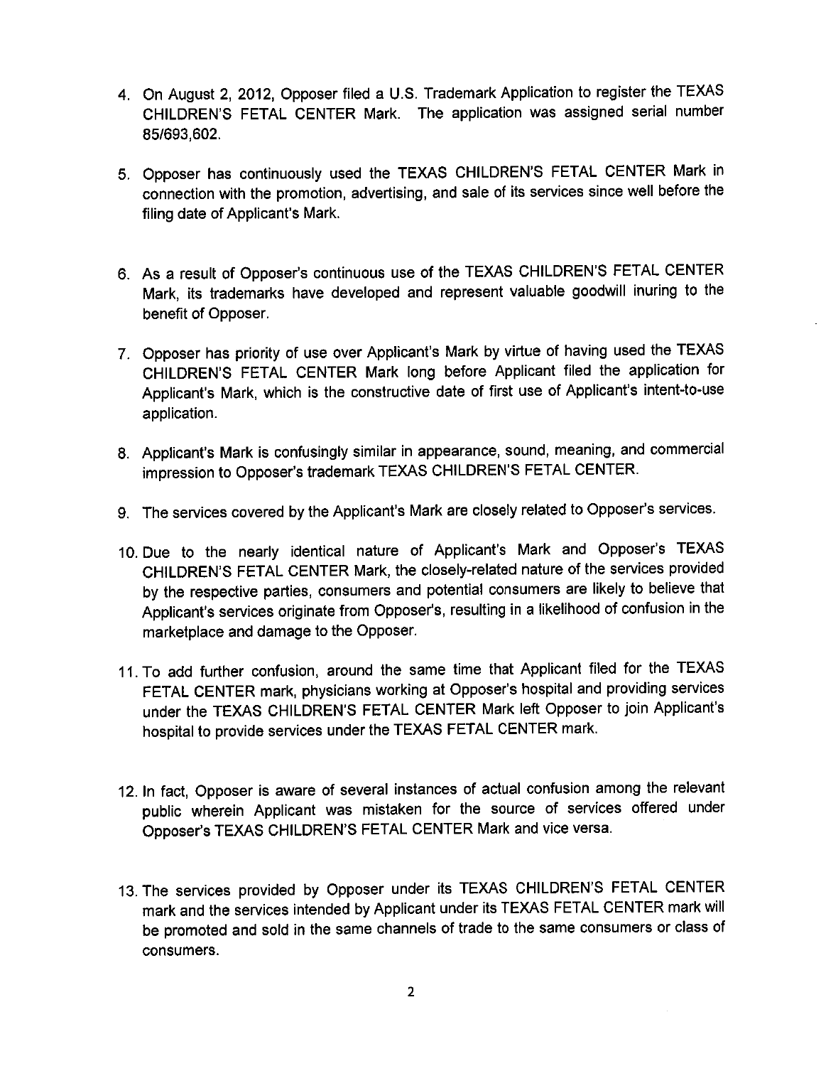4. On August 2, 2012, Opposer filed a U.S. Trademark Application to register the TEXAS CHILDREN'S FETAL CENTER Mark. The application was assigned serial number 85/693,602.

5. Opposer has continuously used the TEXAS CHILDREN'S FETAL CENTER Mark in connection with the promotion, advertising, and sale of its services since well before the filing date of Applicant's Mark.

6. As a result of Opposer's continuous use of the TEXAS CHILDREN'S FETAL CENTER Mark, its trademarks have developed and represent valuable goodwill inuring to the benefit of Opposer.

7. Opposer has priority of use over Applicant's Mark by virtue of having used the TEXAS CHILDREN'S FETAL CENTER Mark long before Applicant filed the application for Applicant's Mark, which is the constructive date of first use of Applicant's intent-to-use application.

8. Applicant's Mark is confusingly similar in appearance, sound, meaning, and commercial impression to Opposer's trademark TEXAS CHILDREN'S FETAL CENTER.

9. The services covered by the Applicant's Mark are closely related to Opposer's services.

10. Due to the nearly identical nature of Applicant's Mark and Opposer's TEXAS CHILDREN'S FETAL CENTER Mark, the closely-related nature of the services provided by the respective parties, consumers and potential consumers are likely to believe that Applicant's services originate from Opposer's, resulting in a likelihood of confusion in the marketplace and damage to the Opposer.

11. To add further confusion, around the same time that Applicant filed for the TEXAS FETAL CENTER mark, physicians working at Opposer's hospital and providing services under the TEXAS CHILDREN'S FETAL CENTER Mark left Opposer to join Applicant's hospital to provide services under the TEXAS FETAL CENTER mark.

12. In fact, Opposer is aware of several instances of actual confusion among the relevant public wherein Applicant was mistaken for the source of services offered under Opposer's TEXAS CHILDREN'S FETAL CENTER Mark and vice versa.

13. The services provided by Opposer under its TEXAS CHILDREN'S FETAL CENTER mark and the services intended by Applicant under its TEXAS FETAL CENTER mark will be promoted and sold in the same channels of trade to the same consumers or class of consumers.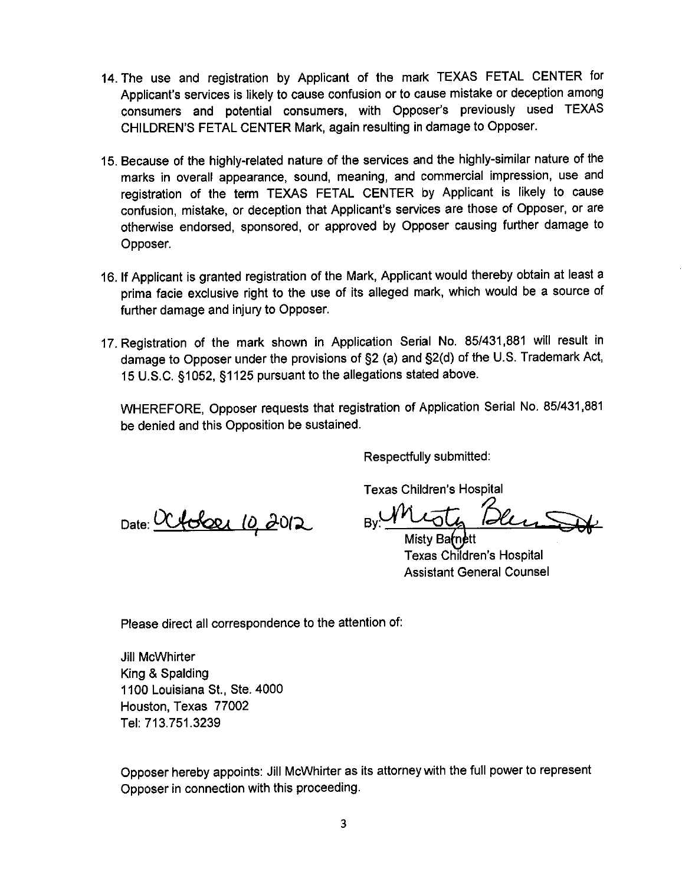14. The use and registration by Applicant of the mark TEXAS FETAL CENTER for Applicant's services is likely to cause confusion or to cause mistake or deception among consumers and potential consumers, with Opposer's previously used TEXAS CHILDREN'S FETAL CENTER Mark, again resulting in damage to Opposer.

15. Because of the highly-related nature of the services and the highly-similar nature of the marks in overall appearance, sound, meaning, and commercial impression, use and registration of the term TEXAS FETAL CENTER by Applicant is likely to cause confusion, mistake, or deception that Applicant's services are those of Opposer, or are otherwise endorsed, sponsored, or approved by Opposer causing further damage to Opposer.

16. If Applicant is granted registration of the Mark, Applicant would thereby obtain at least a prima facie exclusive right to the use of its alleged mark, which would be a source of further damage and injury to Opposer.

17. Registration of the mark shown in Application Serial No. 85/431,881 will result in damage to Opposer under the provisions of §2 (a) and §2(d) of the U.S. Trademark Act, 15 U.S.C. §1052, §1125 pursuant to the allegations stated above.

WHEREFORE, Opposer requests that registration of Application Serial No. 85/431,881 be denied and this Opposition be sustained.

Respectfully submitted:

Texas Children's Hospital

Date: October 10, 2012

By: Misty Barnett

Misty Barnett
Texas Children's Hospital
Assistant General Counsel

Please direct all correspondence to the attention of:

Jill McWhirter
King & Spalding
1100 Louisiana St., Ste. 4000
Houston, Texas 77002
Tel: 713.751.3239

Opposer hereby appoints: Jill McWhirter as its attorney with the full power to represent Opposer in connection with this proceeding.